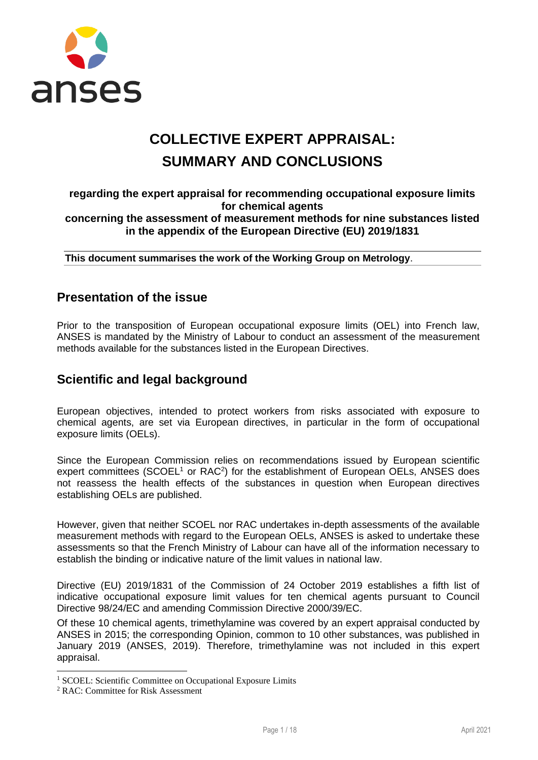anses

# COLLECTIVE EXPERT APPRAISAL: SUMMARY AND CONCLUSIONS

**regarding the expert appraisal for recommending occupational exposure limits for chemical agents**
**concerning the assessment of measurement methods for nine substances listed in the appendix of the European Directive (EU) 2019/1831**

**This document summarises the work of the Working Group on Metrology**.

## Presentation of the issue

Prior to the transposition of European occupational exposure limits (OEL) into French law, ANSES is mandated by the Ministry of Labour to conduct an assessment of the measurement methods available for the substances listed in the European Directives.

## Scientific and legal background

European objectives, intended to protect workers from risks associated with exposure to chemical agents, are set via European directives, in particular in the form of occupational exposure limits (OELs).

Since the European Commission relies on recommendations issued by European scientific expert committees (SCOEL[1] or RAC[2]) for the establishment of European OELs, ANSES does not reassess the health effects of the substances in question when European directives establishing OELs are published.

However, given that neither SCOEL nor RAC undertakes in-depth assessments of the available measurement methods with regard to the European OELs, ANSES is asked to undertake these assessments so that the French Ministry of Labour can have all of the information necessary to establish the binding or indicative nature of the limit values in national law.

Directive (EU) 2019/1831 of the Commission of 24 October 2019 establishes a fifth list of indicative occupational exposure limit values for ten chemical agents pursuant to Council Directive 98/24/EC and amending Commission Directive 2000/39/EC.

Of these 10 chemical agents, trimethylamine was covered by an expert appraisal conducted by ANSES in 2015; the corresponding Opinion, common to 10 other substances, was published in January 2019 (ANSES, 2019). Therefore, trimethylamine was not included in this expert appraisal.

[1] SCOEL: Scientific Committee on Occupational Exposure Limits

[2] RAC: Committee for Risk Assessment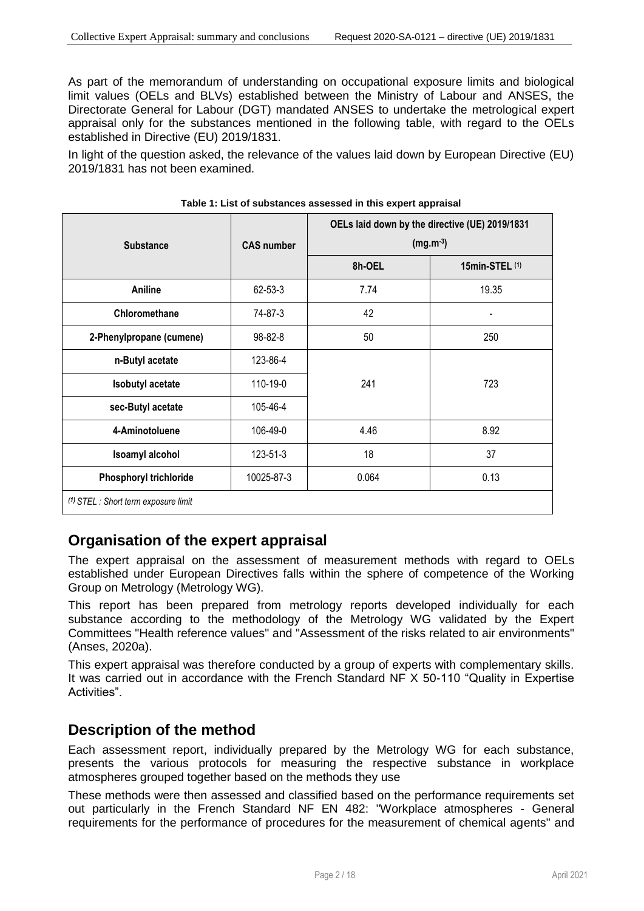As part of the memorandum of understanding on occupational exposure limits and biological limit values (OELs and BLVs) established between the Ministry of Labour and ANSES, the Directorate General for Labour (DGT) mandated ANSES to undertake the metrological expert appraisal only for the substances mentioned in the following table, with regard to the OELs established in Directive (EU) 2019/1831.

In light of the question asked, the relevance of the values laid down by European Directive (EU) 2019/1831 has not been examined.

**Table 1: List of substances assessed in this expert appraisal**

| Substance | CAS number | OELs laid down by the directive (UE) 2019/1831 ($mg.m^{-3}$) | |
|---|---|---|---|
| | | 8h-OEL | 15min-STEL [(1)] |
| **Aniline** | 62-53-3 | 7.74 | 19.35 |
| **Chloromethane** | 74-87-3 | 42 | - |
| **2-Phenylpropane (cumene)** | 98-82-8 | 50 | 250 |
| **n-Butyl acetate** | 123-86-4 | 241 | 723 |
| **Isobutyl acetate** | 110-19-0 | | |
| **sec-Butyl acetate** | 105-46-4 | | |
| **4-Aminotoluene** | 106-49-0 | 4.46 | 8.92 |
| **Isoamyl alcohol** | 123-51-3 | 18 | 37 |
| **Phosphoryl trichloride** | 10025-87-3 | 0.064 | 0.13 |

*(1) STEL : Short term exposure limit*

## Organisation of the expert appraisal

The expert appraisal on the assessment of measurement methods with regard to OELs established under European Directives falls within the sphere of competence of the Working Group on Metrology (Metrology WG).

This report has been prepared from metrology reports developed individually for each substance according to the methodology of the Metrology WG validated by the Expert Committees "Health reference values" and "Assessment of the risks related to air environments" (Anses, 2020a).

This expert appraisal was therefore conducted by a group of experts with complementary skills. It was carried out in accordance with the French Standard NF X 50-110 "Quality in Expertise Activities".

## Description of the method

Each assessment report, individually prepared by the Metrology WG for each substance, presents the various protocols for measuring the respective substance in workplace atmospheres grouped together based on the methods they use

These methods were then assessed and classified based on the performance requirements set out particularly in the French Standard NF EN 482: "Workplace atmospheres - General requirements for the performance of procedures for the measurement of chemical agents" and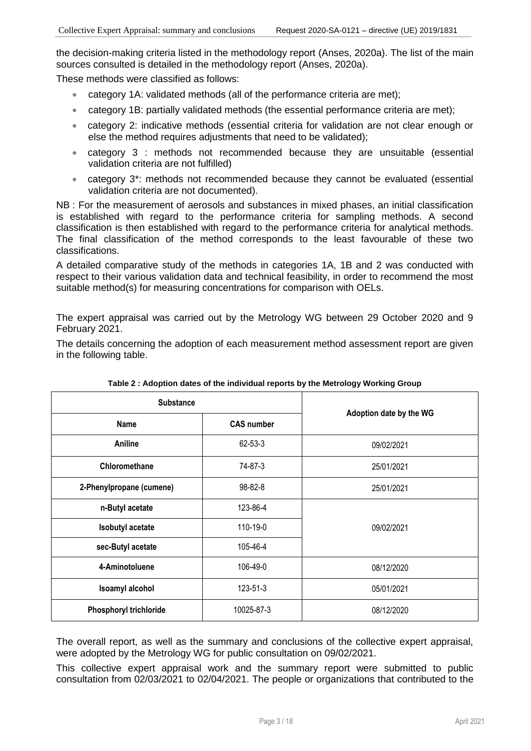the decision-making criteria listed in the methodology report (Anses, 2020a). The list of the main sources consulted is detailed in the methodology report (Anses, 2020a).

These methods were classified as follows:

- category 1A: validated methods (all of the performance criteria are met);
- category 1B: partially validated methods (the essential performance criteria are met);
- category 2: indicative methods (essential criteria for validation are not clear enough or else the method requires adjustments that need to be validated);
- category 3 : methods not recommended because they are unsuitable (essential validation criteria are not fulfilled)
- category 3*: methods not recommended because they cannot be evaluated (essential validation criteria are not documented).

NB : For the measurement of aerosols and substances in mixed phases, an initial classification is established with regard to the performance criteria for sampling methods. A second classification is then established with regard to the performance criteria for analytical methods. The final classification of the method corresponds to the least favourable of these two classifications.

A detailed comparative study of the methods in categories 1A, 1B and 2 was conducted with respect to their various validation data and technical feasibility, in order to recommend the most suitable method(s) for measuring concentrations for comparison with OELs.

The expert appraisal was carried out by the Metrology WG between 29 October 2020 and 9 February 2021.

The details concerning the adoption of each measurement method assessment report are given in the following table.

**Table 2 : Adoption dates of the individual reports by the Metrology Working Group**

| Substance | | Adoption date by the WG |
|---|---|---|
| **Name** | **CAS number** | |
| **Aniline** | 62-53-3 | 09/02/2021 |
| **Chloromethane** | 74-87-3 | 25/01/2021 |
| **2-Phenylpropane (cumene)** | 98-82-8 | 25/01/2021 |
| **n-Butyl acetate** | 123-86-4 | 09/02/2021 |
| **Isobutyl acetate** | 110-19-0 | |
| **sec-Butyl acetate** | 105-46-4 | |
| **4-Aminotoluene** | 106-49-0 | 08/12/2020 |
| **Isoamyl alcohol** | 123-51-3 | 05/01/2021 |
| **Phosphoryl trichloride** | 10025-87-3 | 08/12/2020 |

The overall report, as well as the summary and conclusions of the collective expert appraisal, were adopted by the Metrology WG for public consultation on 09/02/2021.

This collective expert appraisal work and the summary report were submitted to public consultation from 02/03/2021 to 02/04/2021. The people or organizations that contributed to the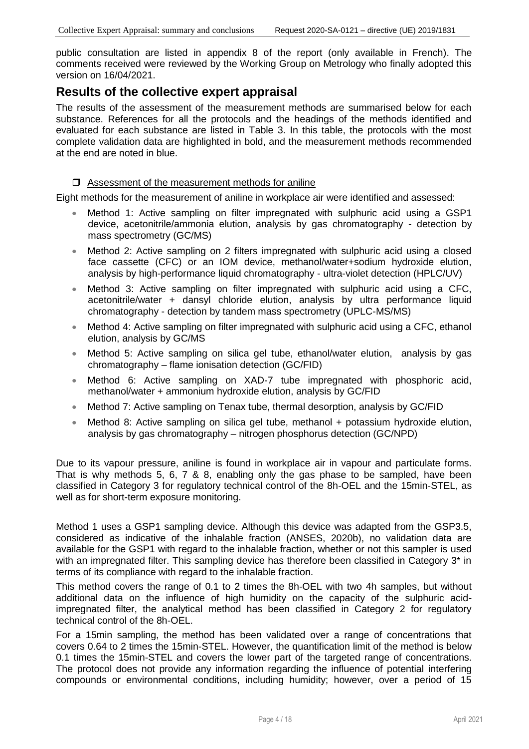public consultation are listed in appendix 8 of the report (only available in French). The comments received were reviewed by the Working Group on Metrology who finally adopted this version on 16/04/2021.

## Results of the collective expert appraisal

The results of the assessment of the measurement methods are summarised below for each substance. References for all the protocols and the headings of the methods identified and evaluated for each substance are listed in Table 3. In this table, the protocols with the most complete validation data are highlighted in bold, and the measurement methods recommended at the end are noted in blue.

- Assessment of the measurement methods for aniline

Eight methods for the measurement of aniline in workplace air were identified and assessed:

- Method 1: Active sampling on filter impregnated with sulphuric acid using a GSP1 device, acetonitrile/ammonia elution, analysis by gas chromatography - detection by mass spectrometry (GC/MS)
- Method 2: Active sampling on 2 filters impregnated with sulphuric acid using a closed face cassette (CFC) or an IOM device, methanol/water+sodium hydroxide elution, analysis by high-performance liquid chromatography - ultra-violet detection (HPLC/UV)
- Method 3: Active sampling on filter impregnated with sulphuric acid using a CFC, acetonitrile/water + dansyl chloride elution, analysis by ultra performance liquid chromatography - detection by tandem mass spectrometry (UPLC-MS/MS)
- Method 4: Active sampling on filter impregnated with sulphuric acid using a CFC, ethanol elution, analysis by GC/MS
- Method 5: Active sampling on silica gel tube, ethanol/water elution, analysis by gas chromatography – flame ionisation detection (GC/FID)
- Method 6: Active sampling on XAD-7 tube impregnated with phosphoric acid, methanol/water + ammonium hydroxide elution, analysis by GC/FID
- Method 7: Active sampling on Tenax tube, thermal desorption, analysis by GC/FID
- Method 8: Active sampling on silica gel tube, methanol + potassium hydroxide elution, analysis by gas chromatography – nitrogen phosphorus detection (GC/NPD)

Due to its vapour pressure, aniline is found in workplace air in vapour and particulate forms. That is why methods 5, 6, 7 & 8, enabling only the gas phase to be sampled, have been classified in Category 3 for regulatory technical control of the 8h-OEL and the 15min-STEL, as well as for short-term exposure monitoring.

Method 1 uses a GSP1 sampling device. Although this device was adapted from the GSP3.5, considered as indicative of the inhalable fraction (ANSES, 2020b), no validation data are available for the GSP1 with regard to the inhalable fraction, whether or not this sampler is used with an impregnated filter. This sampling device has therefore been classified in Category 3* in terms of its compliance with regard to the inhalable fraction.

This method covers the range of 0.1 to 2 times the 8h-OEL with two 4h samples, but without additional data on the influence of high humidity on the capacity of the sulphuric acid-impregnated filter, the analytical method has been classified in Category 2 for regulatory technical control of the 8h-OEL.

For a 15min sampling, the method has been validated over a range of concentrations that covers 0.64 to 2 times the 15min-STEL. However, the quantification limit of the method is below 0.1 times the 15min-STEL and covers the lower part of the targeted range of concentrations. The protocol does not provide any information regarding the influence of potential interfering compounds or environmental conditions, including humidity; however, over a period of 15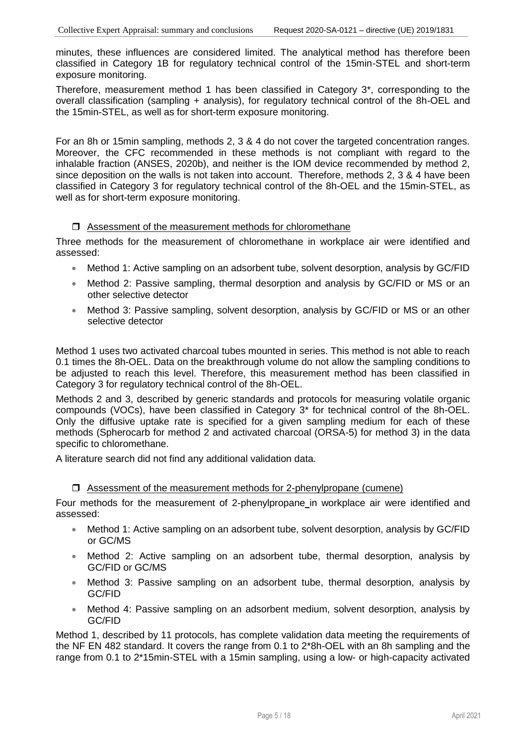minutes, these influences are considered limited. The analytical method has therefore been classified in Category 1B for regulatory technical control of the 15min-STEL and short-term exposure monitoring.

Therefore, measurement method 1 has been classified in Category 3*, corresponding to the overall classification (sampling + analysis), for regulatory technical control of the 8h-OEL and the 15min-STEL, as well as for short-term exposure monitoring.

For an 8h or 15min sampling, methods 2, 3 & 4 do not cover the targeted concentration ranges. Moreover, the CFC recommended in these methods is not compliant with regard to the inhalable fraction (ANSES, 2020b), and neither is the IOM device recommended by method 2, since deposition on the walls is not taken into account. Therefore, methods 2, 3 & 4 have been classified in Category 3 for regulatory technical control of the 8h-OEL and the 15min-STEL, as well as for short-term exposure monitoring.

- <u>Assessment of the measurement methods for chloromethane</u>

Three methods for the measurement of chloromethane in workplace air were identified and assessed:

- Method 1: Active sampling on an adsorbent tube, solvent desorption, analysis by GC/FID
- Method 2: Passive sampling, thermal desorption and analysis by GC/FID or MS or an other selective detector
- Method 3: Passive sampling, solvent desorption, analysis by GC/FID or MS or an other selective detector

Method 1 uses two activated charcoal tubes mounted in series. This method is not able to reach 0.1 times the 8h-OEL. Data on the breakthrough volume do not allow the sampling conditions to be adjusted to reach this level. Therefore, this measurement method has been classified in Category 3 for regulatory technical control of the 8h-OEL.

Methods 2 and 3, described by generic standards and protocols for measuring volatile organic compounds (VOCs), have been classified in Category 3* for technical control of the 8h-OEL. Only the diffusive uptake rate is specified for a given sampling medium for each of these methods (Spherocarb for method 2 and activated charcoal (ORSA-5) for method 3) in the data specific to chloromethane.

A literature search did not find any additional validation data.

- <u>Assessment of the measurement methods for 2-phenylpropane (cumene)</u>

Four methods for the measurement of 2-phenylpropane in workplace air were identified and assessed:

- Method 1: Active sampling on an adsorbent tube, solvent desorption, analysis by GC/FID or GC/MS
- Method 2: Active sampling on an adsorbent tube, thermal desorption, analysis by GC/FID or GC/MS
- Method 3: Passive sampling on an adsorbent tube, thermal desorption, analysis by GC/FID
- Method 4: Passive sampling on an adsorbent medium, solvent desorption, analysis by GC/FID

Method 1, described by 11 protocols, has complete validation data meeting the requirements of the NF EN 482 standard. It covers the range from 0.1 to 2*8h-OEL with an 8h sampling and the range from 0.1 to 2*15min-STEL with a 15min sampling, using a low- or high-capacity activated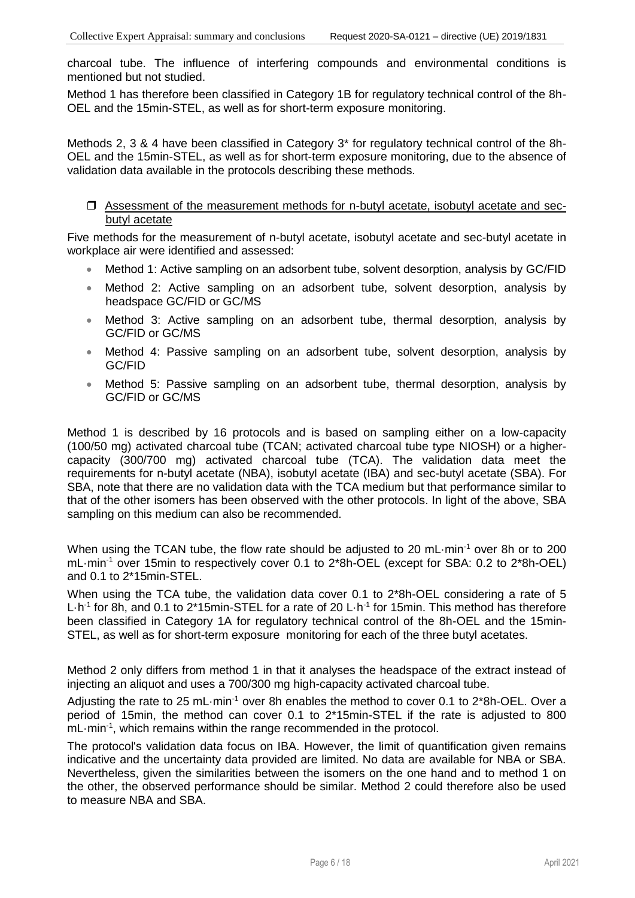charcoal tube. The influence of interfering compounds and environmental conditions is mentioned but not studied.

Method 1 has therefore been classified in Category 1B for regulatory technical control of the 8h-OEL and the 15min-STEL, as well as for short-term exposure monitoring.

Methods 2, 3 & 4 have been classified in Category 3* for regulatory technical control of the 8h-OEL and the 15min-STEL, as well as for short-term exposure monitoring, due to the absence of validation data available in the protocols describing these methods.

- Assessment of the measurement methods for n-butyl acetate, isobutyl acetate and sec-butyl acetate

Five methods for the measurement of n-butyl acetate, isobutyl acetate and sec-butyl acetate in workplace air were identified and assessed:

- Method 1: Active sampling on an adsorbent tube, solvent desorption, analysis by GC/FID
- Method 2: Active sampling on an adsorbent tube, solvent desorption, analysis by headspace GC/FID or GC/MS
- Method 3: Active sampling on an adsorbent tube, thermal desorption, analysis by GC/FID or GC/MS
- Method 4: Passive sampling on an adsorbent tube, solvent desorption, analysis by GC/FID
- Method 5: Passive sampling on an adsorbent tube, thermal desorption, analysis by GC/FID or GC/MS

Method 1 is described by 16 protocols and is based on sampling either on a low-capacity (100/50 mg) activated charcoal tube (TCAN; activated charcoal tube type NIOSH) or a higher-capacity (300/700 mg) activated charcoal tube (TCA). The validation data meet the requirements for n-butyl acetate (NBA), isobutyl acetate (IBA) and sec-butyl acetate (SBA). For SBA, note that there are no validation data with the TCA medium but that performance similar to that of the other isomers has been observed with the other protocols. In light of the above, SBA sampling on this medium can also be recommended.

When using the TCAN tube, the flow rate should be adjusted to 20 $mL \cdot min^{-1}$ over 8h or to 200 $mL \cdot min^{-1}$ over 15min to respectively cover 0.1 to 2*8h-OEL (except for SBA: 0.2 to 2*8h-OEL) and 0.1 to 2*15min-STEL.

When using the TCA tube, the validation data cover 0.1 to 2*8h-OEL considering a rate of 5 $L \cdot h^{-1}$ for 8h, and 0.1 to 2*15min-STEL for a rate of 20 $L \cdot h^{-1}$ for 15min. This method has therefore been classified in Category 1A for regulatory technical control of the 8h-OEL and the 15min-STEL, as well as for short-term exposure monitoring for each of the three butyl acetates.

Method 2 only differs from method 1 in that it analyses the headspace of the extract instead of injecting an aliquot and uses a 700/300 mg high-capacity activated charcoal tube.

Adjusting the rate to 25 $mL \cdot min^{-1}$ over 8h enables the method to cover 0.1 to 2*8h-OEL. Over a period of 15min, the method can cover 0.1 to 2*15min-STEL if the rate is adjusted to 800 $mL \cdot min^{-1}$, which remains within the range recommended in the protocol.

The protocol's validation data focus on IBA. However, the limit of quantification given remains indicative and the uncertainty data provided are limited. No data are available for NBA or SBA. Nevertheless, given the similarities between the isomers on the one hand and to method 1 on the other, the observed performance should be similar. Method 2 could therefore also be used to measure NBA and SBA.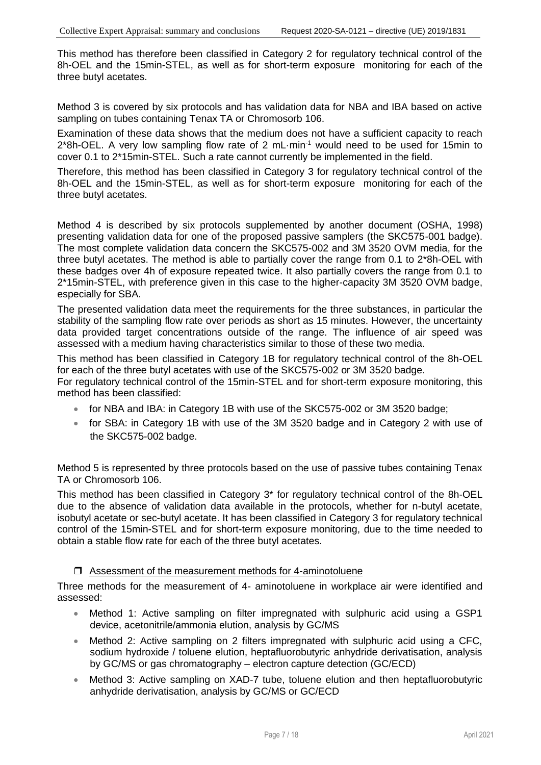This method has therefore been classified in Category 2 for regulatory technical control of the 8h-OEL and the 15min-STEL, as well as for short-term exposure monitoring for each of the three butyl acetates.

Method 3 is covered by six protocols and has validation data for NBA and IBA based on active sampling on tubes containing Tenax TA or Chromosorb 106.

Examination of these data shows that the medium does not have a sufficient capacity to reach 2*8h-OEL. A very low sampling flow rate of 2 mL·min$^{-1}$ would need to be used for 15min to cover 0.1 to 2*15min-STEL. Such a rate cannot currently be implemented in the field.

Therefore, this method has been classified in Category 3 for regulatory technical control of the 8h-OEL and the 15min-STEL, as well as for short-term exposure monitoring for each of the three butyl acetates.

Method 4 is described by six protocols supplemented by another document (OSHA, 1998) presenting validation data for one of the proposed passive samplers (the SKC575-001 badge). The most complete validation data concern the SKC575-002 and 3M 3520 OVM media, for the three butyl acetates. The method is able to partially cover the range from 0.1 to 2*8h-OEL with these badges over 4h of exposure repeated twice. It also partially covers the range from 0.1 to 2*15min-STEL, with preference given in this case to the higher-capacity 3M 3520 OVM badge, especially for SBA.

The presented validation data meet the requirements for the three substances, in particular the stability of the sampling flow rate over periods as short as 15 minutes. However, the uncertainty data provided target concentrations outside of the range. The influence of air speed was assessed with a medium having characteristics similar to those of these two media.

This method has been classified in Category 1B for regulatory technical control of the 8h-OEL for each of the three butyl acetates with use of the SKC575-002 or 3M 3520 badge.

For regulatory technical control of the 15min-STEL and for short-term exposure monitoring, this method has been classified:

- for NBA and IBA: in Category 1B with use of the SKC575-002 or 3M 3520 badge;
- for SBA: in Category 1B with use of the 3M 3520 badge and in Category 2 with use of the SKC575-002 badge.

Method 5 is represented by three protocols based on the use of passive tubes containing Tenax TA or Chromosorb 106.

This method has been classified in Category 3* for regulatory technical control of the 8h-OEL due to the absence of validation data available in the protocols, whether for n-butyl acetate, isobutyl acetate or sec-butyl acetate. It has been classified in Category 3 for regulatory technical control of the 15min-STEL and for short-term exposure monitoring, due to the time needed to obtain a stable flow rate for each of the three butyl acetates.

- Assessment of the measurement methods for 4-aminotoluene

Three methods for the measurement of 4- aminotoluene in workplace air were identified and assessed:

- Method 1: Active sampling on filter impregnated with sulphuric acid using a GSP1 device, acetonitrile/ammonia elution, analysis by GC/MS
- Method 2: Active sampling on 2 filters impregnated with sulphuric acid using a CFC, sodium hydroxide / toluene elution, heptafluorobutyric anhydride derivatisation, analysis by GC/MS or gas chromatography – electron capture detection (GC/ECD)
- Method 3: Active sampling on XAD-7 tube, toluene elution and then heptafluorobutyric anhydride derivatisation, analysis by GC/MS or GC/ECD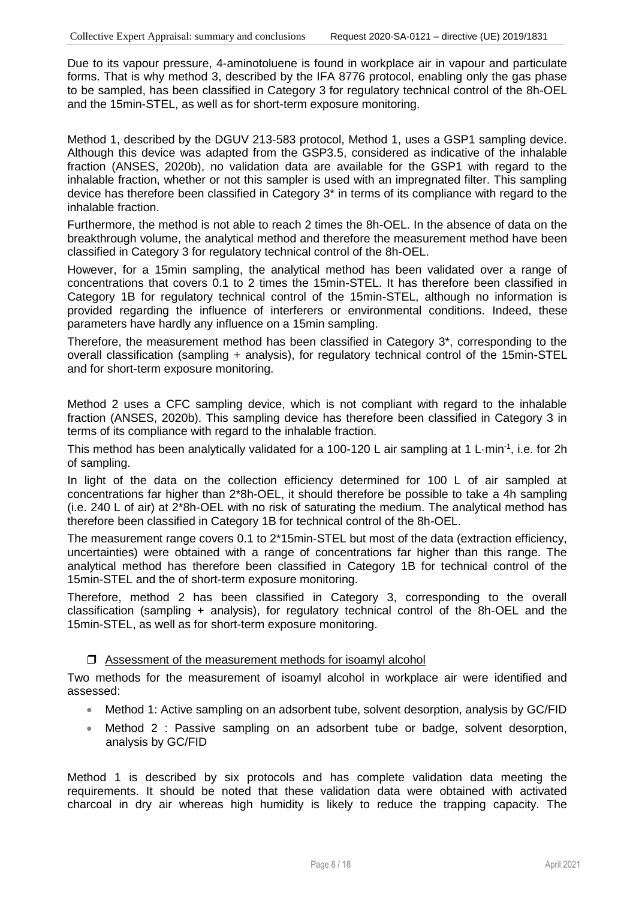Due to its vapour pressure, 4-aminotoluene is found in workplace air in vapour and particulate forms. That is why method 3, described by the IFA 8776 protocol, enabling only the gas phase to be sampled, has been classified in Category 3 for regulatory technical control of the 8h-OEL and the 15min-STEL, as well as for short-term exposure monitoring.

Method 1, described by the DGUV 213-583 protocol, Method 1, uses a GSP1 sampling device. Although this device was adapted from the GSP3.5, considered as indicative of the inhalable fraction (ANSES, 2020b), no validation data are available for the GSP1 with regard to the inhalable fraction, whether or not this sampler is used with an impregnated filter. This sampling device has therefore been classified in Category 3* in terms of its compliance with regard to the inhalable fraction.

Furthermore, the method is not able to reach 2 times the 8h-OEL. In the absence of data on the breakthrough volume, the analytical method and therefore the measurement method have been classified in Category 3 for regulatory technical control of the 8h-OEL.

However, for a 15min sampling, the analytical method has been validated over a range of concentrations that covers 0.1 to 2 times the 15min-STEL. It has therefore been classified in Category 1B for regulatory technical control of the 15min-STEL, although no information is provided regarding the influence of interferers or environmental conditions. Indeed, these parameters have hardly any influence on a 15min sampling.

Therefore, the measurement method has been classified in Category 3*, corresponding to the overall classification (sampling + analysis), for regulatory technical control of the 15min-STEL and for short-term exposure monitoring.

Method 2 uses a CFC sampling device, which is not compliant with regard to the inhalable fraction (ANSES, 2020b). This sampling device has therefore been classified in Category 3 in terms of its compliance with regard to the inhalable fraction.

This method has been analytically validated for a 100-120 L air sampling at 1 L·min$^{-1}$, i.e. for 2h of sampling.

In light of the data on the collection efficiency determined for 100 L of air sampled at concentrations far higher than 2*8h-OEL, it should therefore be possible to take a 4h sampling (i.e. 240 L of air) at 2*8h-OEL with no risk of saturating the medium. The analytical method has therefore been classified in Category 1B for technical control of the 8h-OEL.

The measurement range covers 0.1 to 2*15min-STEL but most of the data (extraction efficiency, uncertainties) were obtained with a range of concentrations far higher than this range. The analytical method has therefore been classified in Category 1B for technical control of the 15min-STEL and the of short-term exposure monitoring.

Therefore, method 2 has been classified in Category 3, corresponding to the overall classification (sampling + analysis), for regulatory technical control of the 8h-OEL and the 15min-STEL, as well as for short-term exposure monitoring.

❐ Assessment of the measurement methods for isoamyl alcohol

Two methods for the measurement of isoamyl alcohol in workplace air were identified and assessed:

- Method 1: Active sampling on an adsorbent tube, solvent desorption, analysis by GC/FID
- Method 2 : Passive sampling on an adsorbent tube or badge, solvent desorption, analysis by GC/FID

Method 1 is described by six protocols and has complete validation data meeting the requirements. It should be noted that these validation data were obtained with activated charcoal in dry air whereas high humidity is likely to reduce the trapping capacity. The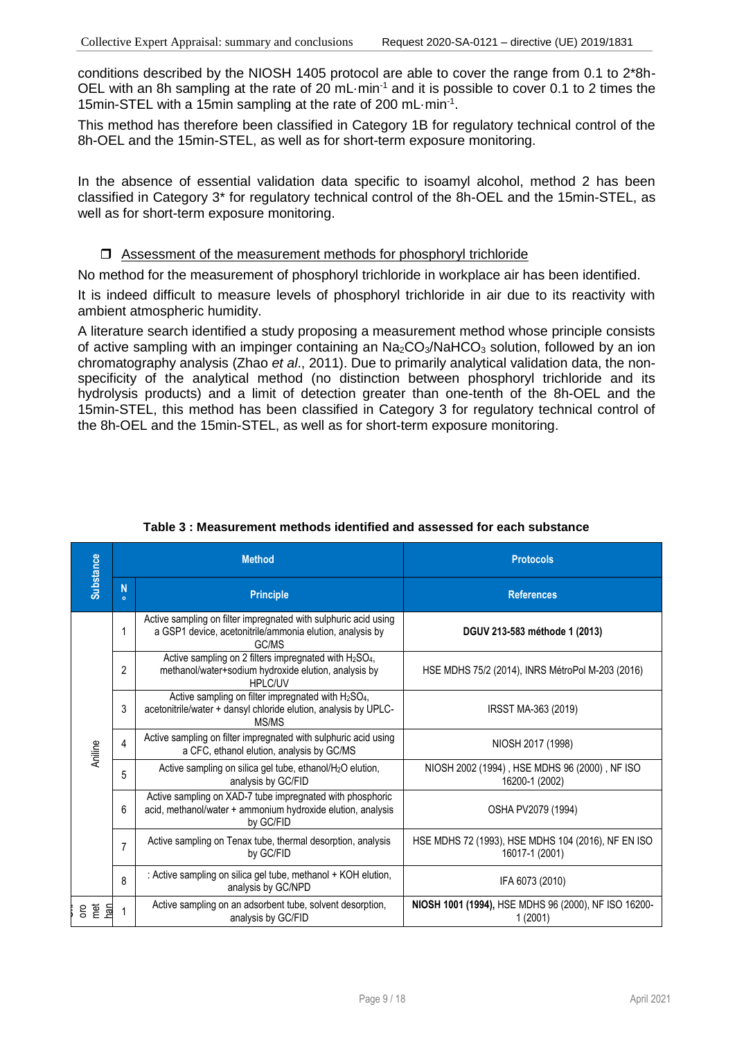conditions described by the NIOSH 1405 protocol are able to cover the range from 0.1 to 2*8h-OEL with an 8h sampling at the rate of 20 $mL \cdot min^{-1}$ and it is possible to cover 0.1 to 2 times the 15min-STEL with a 15min sampling at the rate of 200 $mL \cdot min^{-1}$.

This method has therefore been classified in Category 1B for regulatory technical control of the 8h-OEL and the 15min-STEL, as well as for short-term exposure monitoring.

In the absence of essential validation data specific to isoamyl alcohol, method 2 has been classified in Category 3* for regulatory technical control of the 8h-OEL and the 15min-STEL, as well as for short-term exposure monitoring.

- Assessment of the measurement methods for phosphoryl trichloride

No method for the measurement of phosphoryl trichloride in workplace air has been identified.

It is indeed difficult to measure levels of phosphoryl trichloride in air due to its reactivity with ambient atmospheric humidity.

A literature search identified a study proposing a measurement method whose principle consists of active sampling with an impinger containing an $Na_2CO_3/NaHCO_3$ solution, followed by an ion chromatography analysis (Zhao *et al*., 2011). Due to primarily analytical validation data, the non-specificity of the analytical method (no distinction between phosphoryl trichloride and its hydrolysis products) and a limit of detection greater than one-tenth of the 8h-OEL and the 15min-STEL, this method has been classified in Category 3 for regulatory technical control of the 8h-OEL and the 15min-STEL, as well as for short-term exposure monitoring.

**Table 3 : Measurement methods identified and assessed for each substance**

| Substance | Method | | Protocols |
|---|---|---|---|
| | N° | Principle | References |
| Aniline | 1 | Active sampling on filter impregnated with sulphuric acid using a GSP1 device, acetonitrile/ammonia elution, analysis by GC/MS | **DGUV 213-583 méthode 1 (2013)** |
| | 2 | Active sampling on 2 filters impregnated with $H_2SO_4$, methanol/water+sodium hydroxide elution, analysis by HPLC/UV | HSE MDHS 75/2 (2014), INRS MétroPol M-203 (2016) |
| | 3 | Active sampling on filter impregnated with $H_2SO_4$, acetonitrile/water + dansyl chloride elution, analysis by UPLC-MS/MS | IRSST MA-363 (2019) |
| | 4 | Active sampling on filter impregnated with sulphuric acid using a CFC, ethanol elution, analysis by GC/MS | NIOSH 2017 (1998) |
| | 5 | Active sampling on silica gel tube, ethanol/$H_2O$ elution, analysis by GC/FID | NIOSH 2002 (1994) , HSE MDHS 96 (2000) , NF ISO 16200-1 (2002) |
| | 6 | Active sampling on XAD-7 tube impregnated with phosphoric acid, methanol/water + ammonium hydroxide elution, analysis by GC/FID | OSHA PV2079 (1994) |
| | 7 | Active sampling on Tenax tube, thermal desorption, analysis by GC/FID | HSE MDHS 72 (1993), HSE MDHS 104 (2016), NF EN ISO 16017-1 (2001) |
| | 8 | : Active sampling on silica gel tube, methanol + KOH elution, analysis by GC/NPD | IFA 6073 (2010) |
| …oro met han… | 1 | Active sampling on an adsorbent tube, solvent desorption, analysis by GC/FID | **NIOSH 1001 (1994),** HSE MDHS 96 (2000), NF ISO 16200-1 (2001) |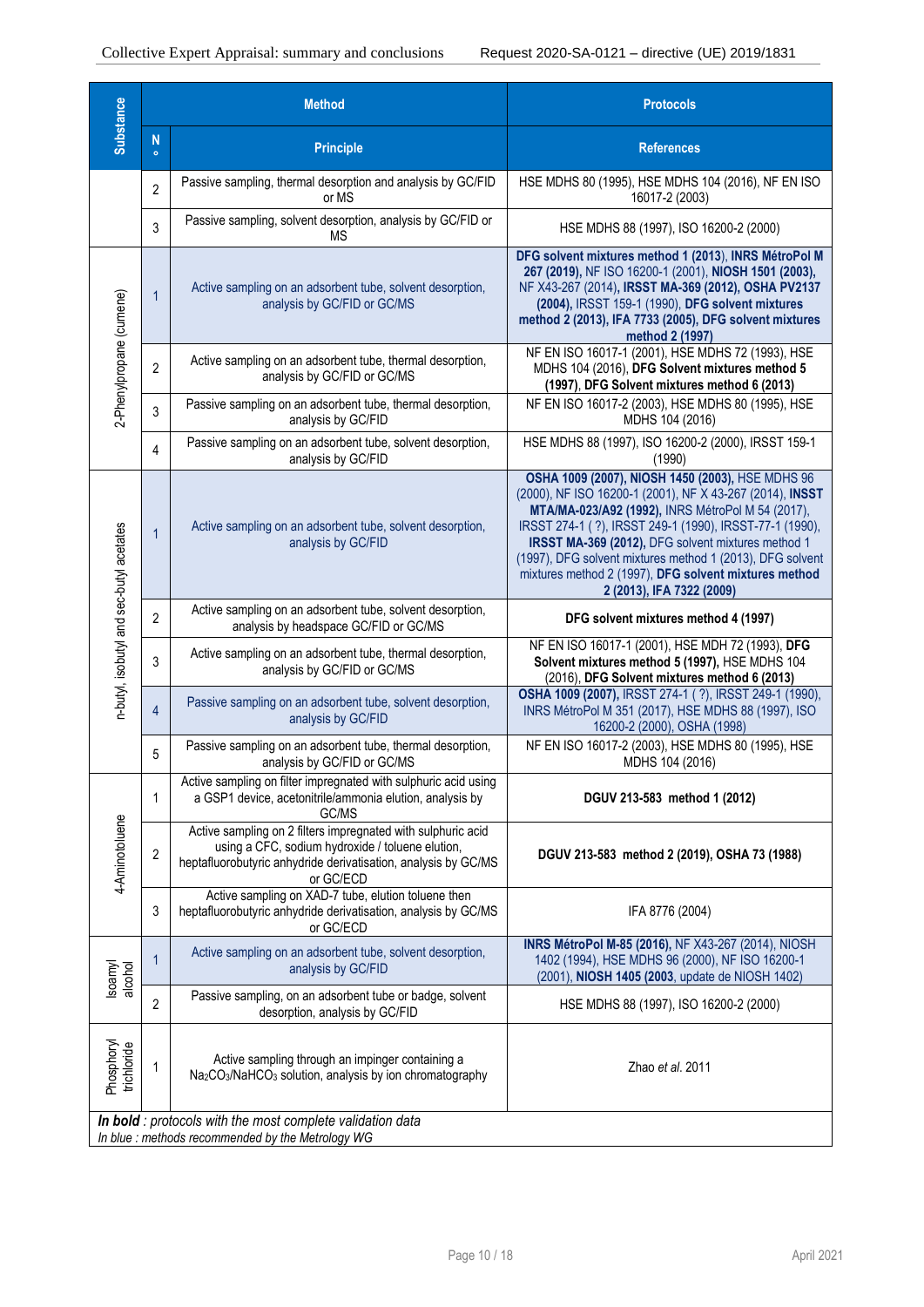| Substance | Method | | Protocols |
|---|---|---|---|
| | N° | Principle | References |
| | 2 | Passive sampling, thermal desorption and analysis by GC/FID or MS | HSE MDHS 80 (1995), HSE MDHS 104 (2016), NF EN ISO 16017-2 (2003) |
| | 3 | Passive sampling, solvent desorption, analysis by GC/FID or MS | HSE MDHS 88 (1997), ISO 16200-2 (2000) |
| 2-Phenylpropane (cumene) | 1 | Active sampling on an adsorbent tube, solvent desorption, analysis by GC/FID or GC/MS | **DFG solvent mixtures method 1 (2013)**, **INRS MétroPol M 267 (2019)**, NF ISO 16200-1 (2001), **NIOSH 1501 (2003)**, NF X43-267 (2014), **IRSST MA-369 (2012)**, **OSHA PV2137 (2004)**, IRSST 159-1 (1990), **DFG solvent mixtures method 2 (2013)**, **IFA 7733 (2005)**, **DFG solvent mixtures method 2 (1997)** |
| | 2 | Active sampling on an adsorbent tube, thermal desorption, analysis by GC/FID or GC/MS | NF EN ISO 16017-1 (2001), HSE MDHS 72 (1993), HSE MDHS 104 (2016), **DFG Solvent mixtures method 5 (1997)**, **DFG Solvent mixtures method 6 (2013)** |
| | 3 | Passive sampling on an adsorbent tube, thermal desorption, analysis by GC/FID | NF EN ISO 16017-2 (2003), HSE MDHS 80 (1995), HSE MDHS 104 (2016) |
| | 4 | Passive sampling on an adsorbent tube, solvent desorption, analysis by GC/FID | HSE MDHS 88 (1997), ISO 16200-2 (2000), IRSST 159-1 (1990) |
| n-butyl, isobutyl and sec-butyl acetates | 1 | Active sampling on an adsorbent tube, solvent desorption, analysis by GC/FID | **OSHA 1009 (2007)**, **NIOSH 1450 (2003)**, HSE MDHS 96 (2000), NF ISO 16200-1 (2001), NF X 43-267 (2014), **INSST MTA/MA-023/A92 (1992)**, INRS MétroPol M 54 (2017), IRSST 274-1 ( ?), IRSST 249-1 (1990), IRSST-77-1 (1990), **IRSST MA-369 (2012)**, DFG solvent mixtures method 1 (1997), DFG solvent mixtures method 1 (2013), DFG solvent mixtures method 2 (1997), **DFG solvent mixtures method 2 (2013)**, **IFA 7322 (2009)** |
| | 2 | Active sampling on an adsorbent tube, solvent desorption, analysis by headspace GC/FID or GC/MS | **DFG solvent mixtures method 4 (1997)** |
| | 3 | Active sampling on an adsorbent tube, thermal desorption, analysis by GC/FID or GC/MS | NF EN ISO 16017-1 (2001), HSE MDH 72 (1993), **DFG Solvent mixtures method 5 (1997)**, HSE MDHS 104 (2016), **DFG Solvent mixtures method 6 (2013)** |
| | 4 | Passive sampling on an adsorbent tube, solvent desorption, analysis by GC/FID | **OSHA 1009 (2007)**, IRSST 274-1 ( ?), IRSST 249-1 (1990), INRS MétroPol M 351 (2017), HSE MDHS 88 (1997), ISO 16200-2 (2000), OSHA (1998) |
| | 5 | Passive sampling on an adsorbent tube, thermal desorption, analysis by GC/FID or GC/MS | NF EN ISO 16017-2 (2003), HSE MDHS 80 (1995), HSE MDHS 104 (2016) |
| 4-Aminotoluene | 1 | Active sampling on filter impregnated with sulphuric acid using a GSP1 device, acetonitrile/ammonia elution, analysis by GC/MS | **DGUV 213-583 method 1 (2012)** |
| | 2 | Active sampling on 2 filters impregnated with sulphuric acid using a CFC, sodium hydroxide / toluene elution, heptafluorobutyric anhydride derivatisation, analysis by GC/MS or GC/ECD | **DGUV 213-583 method 2 (2019)**, **OSHA 73 (1988)** |
| | 3 | Active sampling on XAD-7 tube, elution toluene then heptafluorobutyric anhydride derivatisation, analysis by GC/MS or GC/ECD | IFA 8776 (2004) |
| Isoamyl alcohol | 1 | Active sampling on an adsorbent tube, solvent desorption, analysis by GC/FID | **INRS MétroPol M-85 (2016)**, NF X43-267 (2014), NIOSH 1402 (1994), HSE MDHS 96 (2000), NF ISO 16200-1 (2001), **NIOSH 1405 (2003**, update de NIOSH 1402) |
| | 2 | Passive sampling, on an adsorbent tube or badge, solvent desorption, analysis by GC/FID | HSE MDHS 88 (1997), ISO 16200-2 (2000) |
| Phosphoryl trichloride | 1 | Active sampling through an impinger containing a $Na_2CO_3/NaHCO_3$ solution, analysis by ion chromatography | Zhao *et al.* 2011 |

***In bold** : protocols with the most complete validation data*
*In blue : methods recommended by the Metrology WG*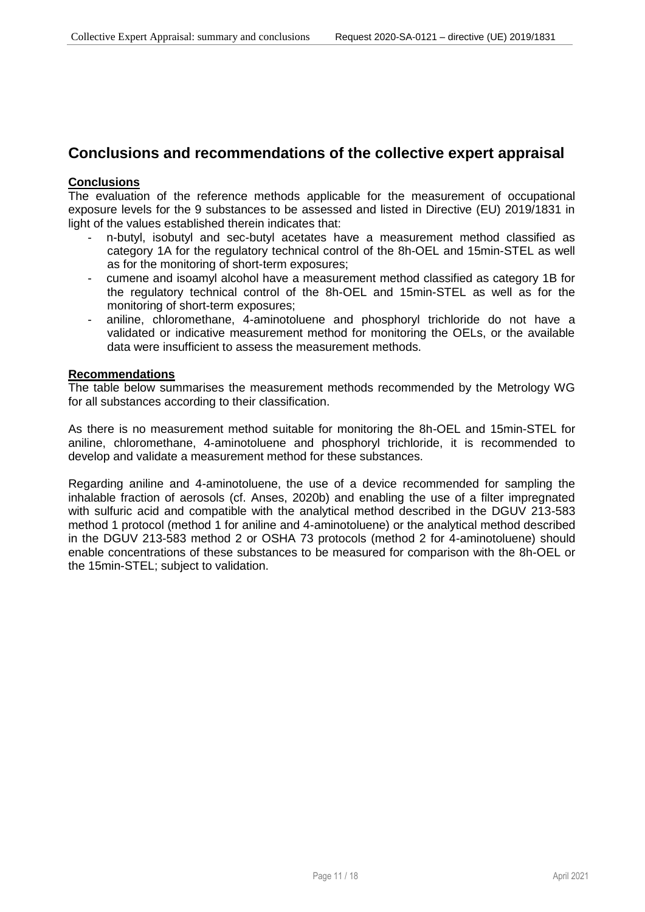## Conclusions and recommendations of the collective expert appraisal

**Conclusions**

The evaluation of the reference methods applicable for the measurement of occupational exposure levels for the 9 substances to be assessed and listed in Directive (EU) 2019/1831 in light of the values established therein indicates that:

- n-butyl, isobutyl and sec-butyl acetates have a measurement method classified as category 1A for the regulatory technical control of the 8h-OEL and 15min-STEL as well as for the monitoring of short-term exposures;
- cumene and isoamyl alcohol have a measurement method classified as category 1B for the regulatory technical control of the 8h-OEL and 15min-STEL as well as for the monitoring of short-term exposures;
- aniline, chloromethane, 4-aminotoluene and phosphoryl trichloride do not have a validated or indicative measurement method for monitoring the OELs, or the available data were insufficient to assess the measurement methods.

**Recommendations**

The table below summarises the measurement methods recommended by the Metrology WG for all substances according to their classification.

As there is no measurement method suitable for monitoring the 8h-OEL and 15min-STEL for aniline, chloromethane, 4-aminotoluene and phosphoryl trichloride, it is recommended to develop and validate a measurement method for these substances.

Regarding aniline and 4-aminotoluene, the use of a device recommended for sampling the inhalable fraction of aerosols (cf. Anses, 2020b) and enabling the use of a filter impregnated with sulfuric acid and compatible with the analytical method described in the DGUV 213-583 method 1 protocol (method 1 for aniline and 4-aminotoluene) or the analytical method described in the DGUV 213-583 method 2 or OSHA 73 protocols (method 2 for 4-aminotoluene) should enable concentrations of these substances to be measured for comparison with the 8h-OEL or the 15min-STEL; subject to validation.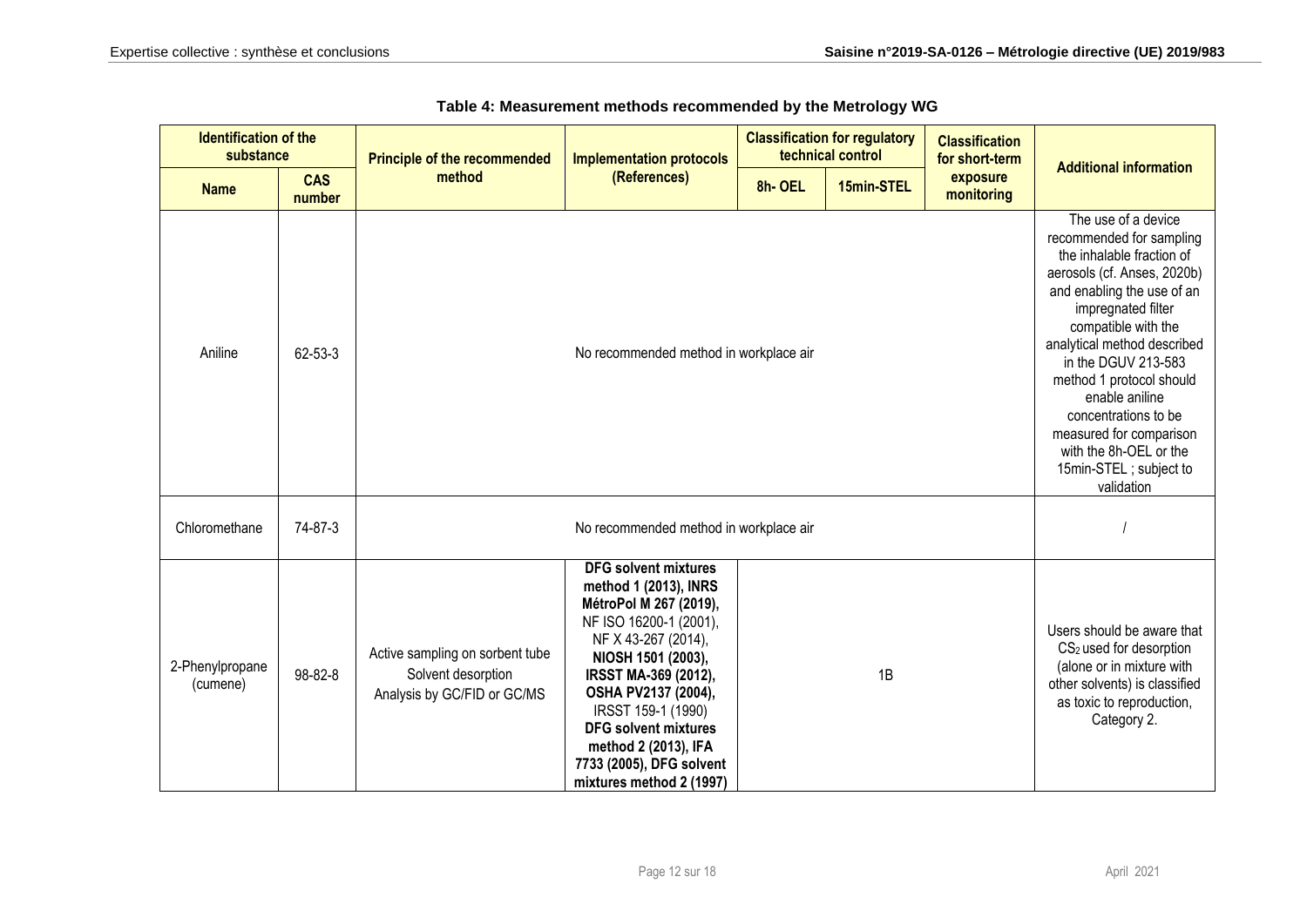**Table 4: Measurement methods recommended by the Metrology WG**

| Identification of the substance | | Principle of the recommended method | Implementation protocols (References) | Classification for regulatory technical control | | Classification for short-term exposure monitoring | Additional information |
|---|---|---|---|---|---|---|---|
| **Name** | **CAS number** | | | **8h- OEL** | **15min-STEL** | | |
| Aniline | 62-53-3 | No recommended method in workplace air | | | | | The use of a device recommended for sampling the inhalable fraction of aerosols (cf. Anses, 2020b) and enabling the use of an impregnated filter compatible with the analytical method described in the DGUV 213-583 method 1 protocol should enable aniline concentrations to be measured for comparison with the 8h-OEL or the 15min-STEL ; subject to validation |
| Chloromethane | 74-87-3 | No recommended method in workplace air | | | | | / |
| 2-Phenylpropane (cumene) | 98-82-8 | Active sampling on sorbent tube<br>Solvent desorption<br>Analysis by GC/FID or GC/MS | **DFG solvent mixtures method 1 (2013), INRS MétroPol M 267 (2019),** NF ISO 16200-1 (2001), NF X 43-267 (2014), **NIOSH 1501 (2003), IRSST MA-369 (2012), OSHA PV2137 (2004),** IRSST 159-1 (1990) **DFG solvent mixtures method 2 (2013), IFA 7733 (2005), DFG solvent mixtures method 2 (1997)** | 1B | | | Users should be aware that $CS_2$ used for desorption (alone or in mixture with other solvents) is classified as toxic to reproduction, Category 2. |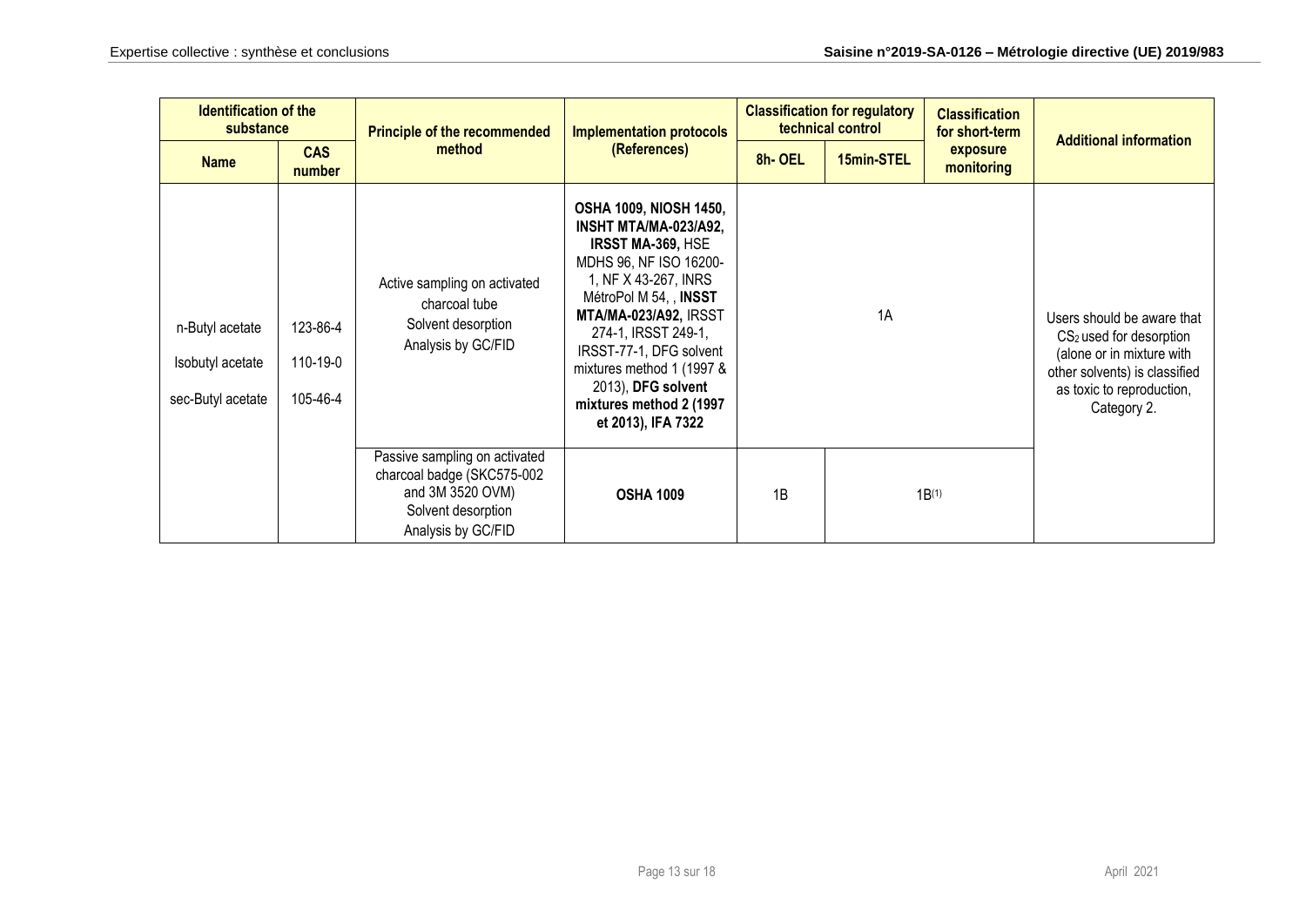| Identification of the substance | | Principle of the recommended method | Implementation protocols (References) | Classification for regulatory technical control | | Classification for short-term exposure monitoring | Additional information |
|---|---|---|---|---|---|---|---|
| **Name** | **CAS number** | | | **8h- OEL** | **15min-STEL** | | |
| n-Butyl acetate<br>Isobutyl acetate<br>sec-Butyl acetate | 123-86-4<br>110-19-0<br>105-46-4 | Active sampling on activated charcoal tube<br>Solvent desorption<br>Analysis by GC/FID | **OSHA 1009, NIOSH 1450, INSHT MTA/MA-023/A92, IRSST MA-369,** HSE MDHS 96, NF ISO 16200-1, NF X 43-267, INRS MétroPol M 54, , **INSST MTA/MA-023/A92,** IRSST 274-1, IRSST 249-1, IRSST-77-1, DFG solvent mixtures method 1 (1997 & 2013), **DFG solvent mixtures method 2 (1997 et 2013), IFA 7322** | 1A | | | Users should be aware that $CS_2$ used for desorption (alone or in mixture with other solvents) is classified as toxic to reproduction, Category 2. |
| | | Passive sampling on activated charcoal badge (SKC575-002 and 3M 3520 OVM)<br>Solvent desorption<br>Analysis by GC/FID | **OSHA 1009** | 1B | 1B(1) | | |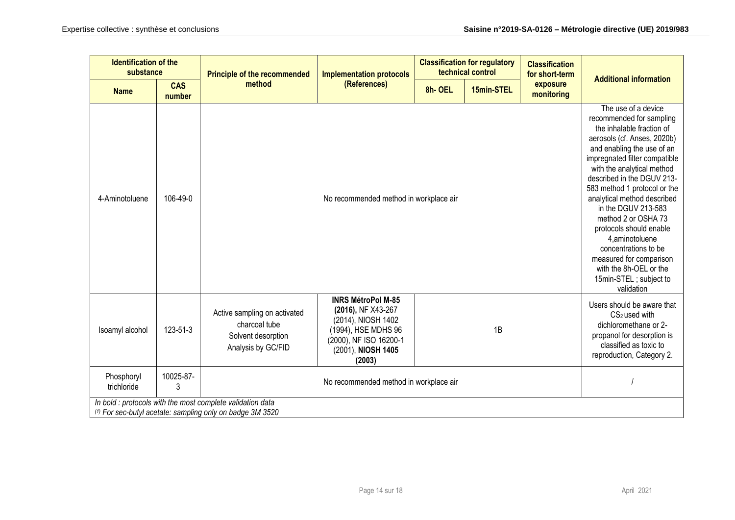| Identification of the substance | | Principle of the recommended method | Implementation protocols (References) | Classification for regulatory technical control | | Classification for short-term exposure monitoring | Additional information |
|---|---|---|---|---|---|---|---|
| Name | CAS number | | | 8h- OEL | 15min-STEL | | |
| 4-Aminotoluene | 106-49-0 | No recommended method in workplace air | | | | | The use of a device recommended for sampling the inhalable fraction of aerosols (cf. Anses, 2020b) and enabling the use of an impregnated filter compatible with the analytical method described in the DGUV 213-583 method 1 protocol or the analytical method described in the DGUV 213-583 method 2 or OSHA 73 protocols should enable 4,aminotoluene concentrations to be measured for comparison with the 8h-OEL or the 15min-STEL ; subject to validation |
| Isoamyl alcohol | 123-51-3 | Active sampling on activated charcoal tube<br>Solvent desorption<br>Analysis by GC/FID | **INRS MétroPol M-85 (2016),** NF X43-267 (2014), NIOSH 1402 (1994), HSE MDHS 96 (2000), NF ISO 16200-1 (2001), **NIOSH 1405 (2003)** | 1B | | | Users should be aware that $CS_2$ used with dichloromethane or 2-propanol for desorption is classified as toxic to reproduction, Category 2. |
| Phosphoryl trichloride | 10025-87-3 | No recommended method in workplace air | | | | | / |

*In bold : protocols with the most complete validation data*

*(1) For sec-butyl acetate: sampling only on badge 3M 3520*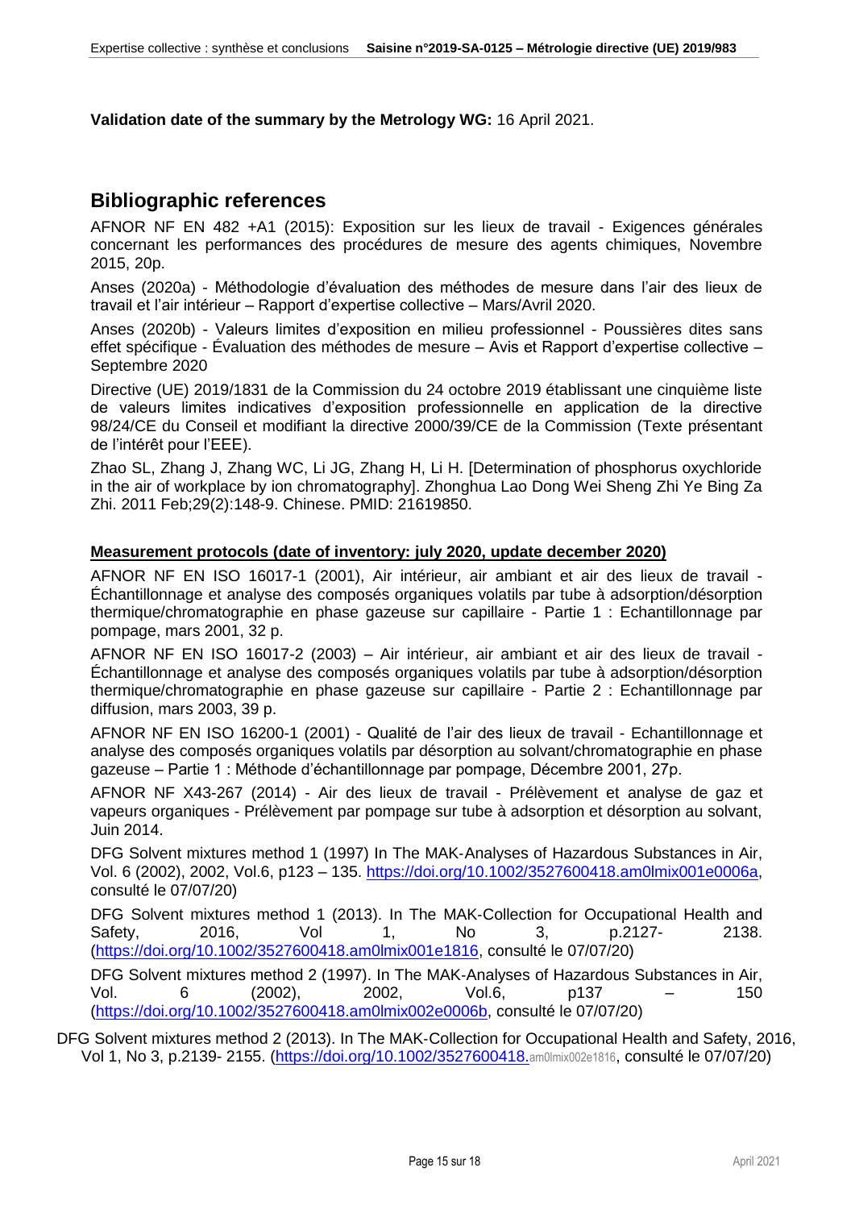**Validation date of the summary by the Metrology WG:** 16 April 2021.

## Bibliographic references

AFNOR NF EN 482 +A1 (2015): Exposition sur les lieux de travail - Exigences générales concernant les performances des procédures de mesure des agents chimiques, Novembre 2015, 20p.

Anses (2020a) - Méthodologie d'évaluation des méthodes de mesure dans l'air des lieux de travail et l'air intérieur – Rapport d'expertise collective – Mars/Avril 2020.

Anses (2020b) - Valeurs limites d'exposition en milieu professionnel - Poussières dites sans effet spécifique - Évaluation des méthodes de mesure – Avis et Rapport d'expertise collective – Septembre 2020

Directive (UE) 2019/1831 de la Commission du 24 octobre 2019 établissant une cinquième liste de valeurs limites indicatives d'exposition professionnelle en application de la directive 98/24/CE du Conseil et modifiant la directive 2000/39/CE de la Commission (Texte présentant de l'intérêt pour l'EEE).

Zhao SL, Zhang J, Zhang WC, Li JG, Zhang H, Li H. [Determination of phosphorus oxychloride in the air of workplace by ion chromatography]. Zhonghua Lao Dong Wei Sheng Zhi Ye Bing Za Zhi. 2011 Feb;29(2):148-9. Chinese. PMID: 21619850.

**Measurement protocols (date of inventory: july 2020, update december 2020)**

AFNOR NF EN ISO 16017-1 (2001), Air intérieur, air ambiant et air des lieux de travail - Échantillonnage et analyse des composés organiques volatils par tube à adsorption/désorption thermique/chromatographie en phase gazeuse sur capillaire - Partie 1 : Echantillonnage par pompage, mars 2001, 32 p.

AFNOR NF EN ISO 16017-2 (2003) – Air intérieur, air ambiant et air des lieux de travail - Échantillonnage et analyse des composés organiques volatils par tube à adsorption/désorption thermique/chromatographie en phase gazeuse sur capillaire - Partie 2 : Echantillonnage par diffusion, mars 2003, 39 p.

AFNOR NF EN ISO 16200-1 (2001) - Qualité de l'air des lieux de travail - Echantillonnage et analyse des composés organiques volatils par désorption au solvant/chromatographie en phase gazeuse – Partie 1 : Méthode d'échantillonnage par pompage, Décembre 2001, 27p.

AFNOR NF X43-267 (2014) - Air des lieux de travail - Prélèvement et analyse de gaz et vapeurs organiques - Prélèvement par pompage sur tube à adsorption et désorption au solvant, Juin 2014.

DFG Solvent mixtures method 1 (1997) In The MAK-Analyses of Hazardous Substances in Air, Vol. 6 (2002), 2002, Vol.6, p123 – 135. https://doi.org/10.1002/3527600418.am0lmix001e0006a, consulté le 07/07/20)

DFG Solvent mixtures method 1 (2013). In The MAK-Collection for Occupational Health and Safety, 2016, Vol 1, No 3, p.2127- 2138. (https://doi.org/10.1002/3527600418.am0lmix001e1816, consulté le 07/07/20)

DFG Solvent mixtures method 2 (1997). In The MAK-Analyses of Hazardous Substances in Air, Vol. 6 (2002), 2002, Vol.6, p137 – 150 (https://doi.org/10.1002/3527600418.am0lmix002e0006b, consulté le 07/07/20)

DFG Solvent mixtures method 2 (2013). In The MAK-Collection for Occupational Health and Safety, 2016, Vol 1, No 3, p.2139- 2155. (https://doi.org/10.1002/3527600418.am0lmix002e1816, consulté le 07/07/20)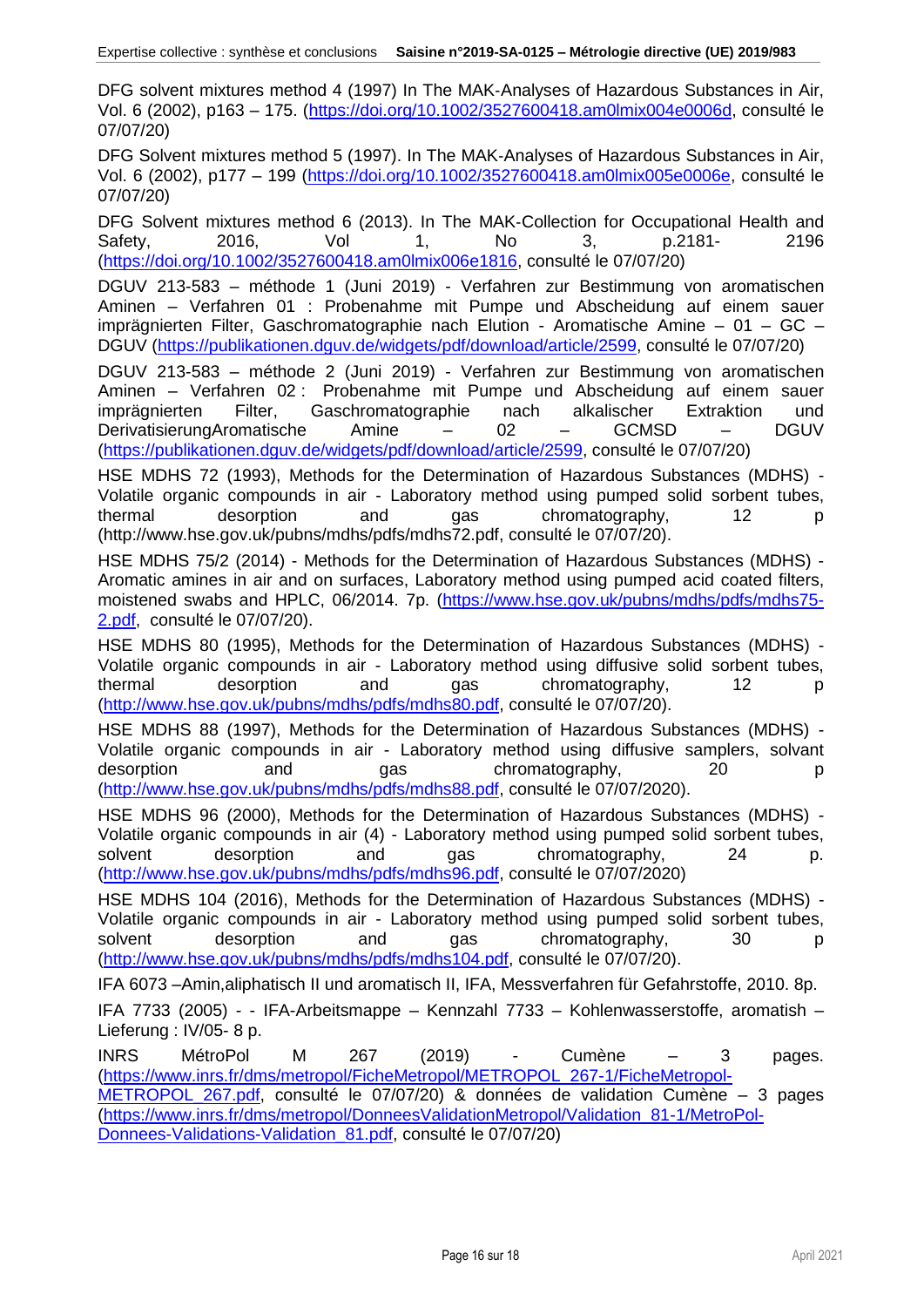DFG solvent mixtures method 4 (1997) In The MAK-Analyses of Hazardous Substances in Air, Vol. 6 (2002), p163 – 175. (https://doi.org/10.1002/3527600418.am0lmix004e0006d, consulté le 07/07/20)

DFG Solvent mixtures method 5 (1997). In The MAK-Analyses of Hazardous Substances in Air, Vol. 6 (2002), p177 – 199 (https://doi.org/10.1002/3527600418.am0lmix005e0006e, consulté le 07/07/20)

DFG Solvent mixtures method 6 (2013). In The MAK-Collection for Occupational Health and Safety, 2016, Vol 1, No 3, p.2181- 2196 (https://doi.org/10.1002/3527600418.am0lmix006e1816, consulté le 07/07/20)

DGUV 213-583 – méthode 1 (Juni 2019) - Verfahren zur Bestimmung von aromatischen Aminen – Verfahren 01 : Probenahme mit Pumpe und Abscheidung auf einem sauer imprägnierten Filter, Gaschromatographie nach Elution - Aromatische Amine – 01 – GC – DGUV (https://publikationen.dguv.de/widgets/pdf/download/article/2599, consulté le 07/07/20)

DGUV 213-583 – méthode 2 (Juni 2019) - Verfahren zur Bestimmung von aromatischen Aminen – Verfahren 02 : Probenahme mit Pumpe und Abscheidung auf einem sauer imprägnierten Filter, Gaschromatographie nach alkalischer Extraktion und DerivatisierungAromatische Amine – 02 – GCMSD – DGUV (https://publikationen.dguv.de/widgets/pdf/download/article/2599, consulté le 07/07/20)

HSE MDHS 72 (1993), Methods for the Determination of Hazardous Substances (MDHS) - Volatile organic compounds in air - Laboratory method using pumped solid sorbent tubes, thermal desorption and gas chromatography, 12 p (http://www.hse.gov.uk/pubns/mdhs/pdfs/mdhs72.pdf, consulté le 07/07/20).

HSE MDHS 75/2 (2014) - Methods for the Determination of Hazardous Substances (MDHS) - Aromatic amines in air and on surfaces, Laboratory method using pumped acid coated filters, moistened swabs and HPLC, 06/2014. 7p. (https://www.hse.gov.uk/pubns/mdhs/pdfs/mdhs75-2.pdf, consulté le 07/07/20).

HSE MDHS 80 (1995), Methods for the Determination of Hazardous Substances (MDHS) - Volatile organic compounds in air - Laboratory method using diffusive solid sorbent tubes, thermal desorption and gas chromatography, 12 p (http://www.hse.gov.uk/pubns/mdhs/pdfs/mdhs80.pdf, consulté le 07/07/20).

HSE MDHS 88 (1997), Methods for the Determination of Hazardous Substances (MDHS) - Volatile organic compounds in air - Laboratory method using diffusive samplers, solvant desorption and gas chromatography, 20 p (http://www.hse.gov.uk/pubns/mdhs/pdfs/mdhs88.pdf, consulté le 07/07/2020).

HSE MDHS 96 (2000), Methods for the Determination of Hazardous Substances (MDHS) - Volatile organic compounds in air (4) - Laboratory method using pumped solid sorbent tubes, solvent desorption and gas chromatography, 24 p. (http://www.hse.gov.uk/pubns/mdhs/pdfs/mdhs96.pdf, consulté le 07/07/2020)

HSE MDHS 104 (2016), Methods for the Determination of Hazardous Substances (MDHS) - Volatile organic compounds in air - Laboratory method using pumped solid sorbent tubes, solvent desorption and gas chromatography, 30 p (http://www.hse.gov.uk/pubns/mdhs/pdfs/mdhs104.pdf, consulté le 07/07/20).

IFA 6073 –Amin,aliphatisch II und aromatisch II, IFA, Messverfahren für Gefahrstoffe, 2010. 8p.

IFA 7733 (2005) - - IFA-Arbeitsmappe – Kennzahl 7733 – Kohlenwasserstoffe, aromatisch – Lieferung : IV/05- 8 p.

INRS MétroPol M 267 (2019) - Cumène – 3 pages. (https://www.inrs.fr/dms/metropol/FicheMetropol/METROPOL_267-1/FicheMetropol-METROPOL_267.pdf, consulté le 07/07/20) & données de validation Cumène – 3 pages (https://www.inrs.fr/dms/metropol/DonneesValidationMetropol/Validation_81-1/MetroPol-Donnees-Validations-Validation_81.pdf, consulté le 07/07/20)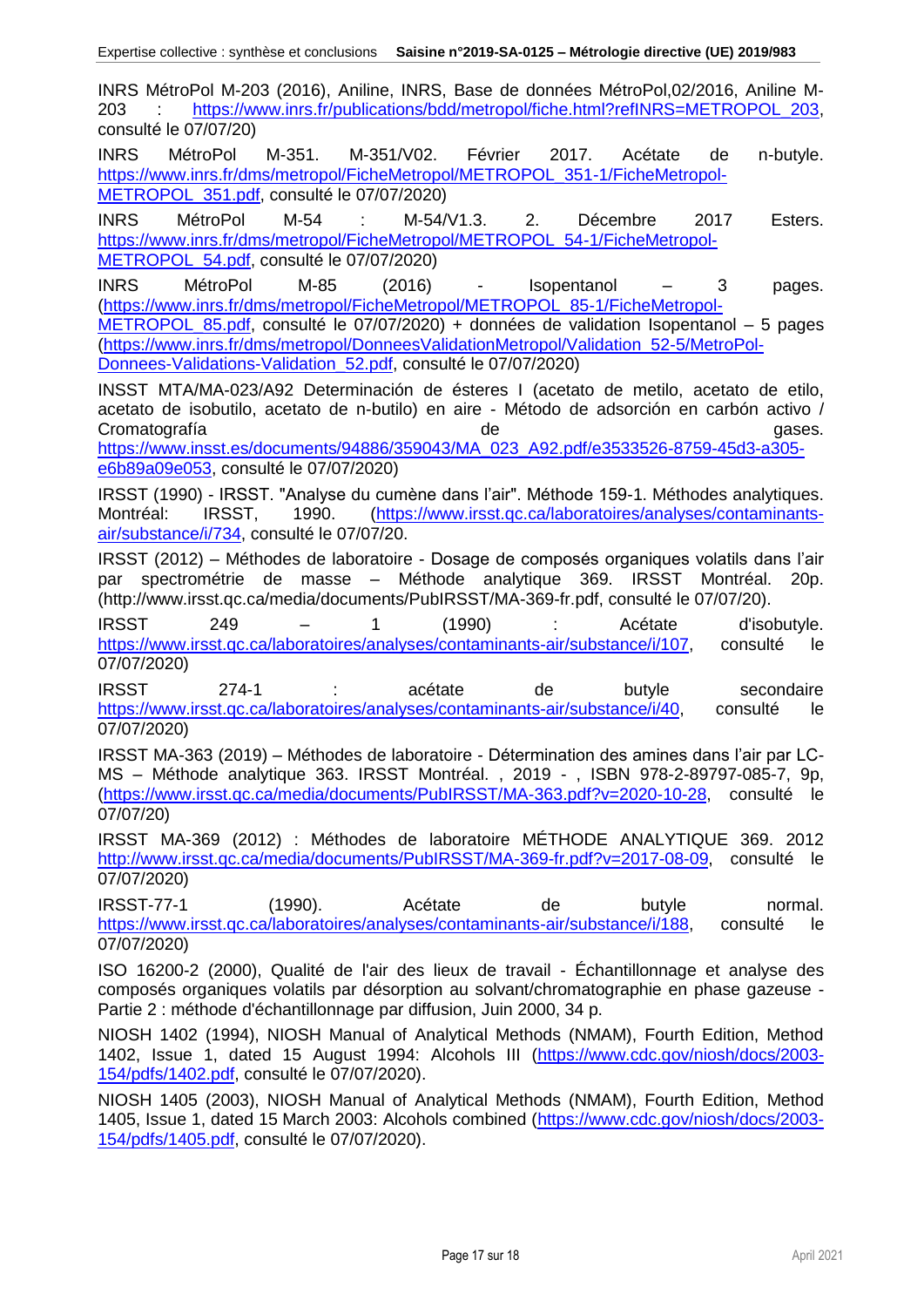INRS MétroPol M-203 (2016), Aniline, INRS, Base de données MétroPol,02/2016, Aniline M-203 : https://www.inrs.fr/publications/bdd/metropol/fiche.html?refINRS=METROPOL_203, consulté le 07/07/20)

INRS MétroPol M-351. M-351/V02. Février 2017. Acétate de n-butyle. https://www.inrs.fr/dms/metropol/FicheMetropol/METROPOL_351-1/FicheMetropol-METROPOL_351.pdf, consulté le 07/07/2020)

INRS MétroPol M-54 : M-54/V1.3. 2. Décembre 2017 Esters. https://www.inrs.fr/dms/metropol/FicheMetropol/METROPOL_54-1/FicheMetropol-METROPOL_54.pdf, consulté le 07/07/2020)

INRS MétroPol M-85 (2016) - Isopentanol – 3 pages. (https://www.inrs.fr/dms/metropol/FicheMetropol/METROPOL_85-1/FicheMetropol-METROPOL_85.pdf, consulté le 07/07/2020) + données de validation Isopentanol – 5 pages (https://www.inrs.fr/dms/metropol/DonneesValidationMetropol/Validation_52-5/MetroPol-Donnees-Validations-Validation_52.pdf, consulté le 07/07/2020)

INSST MTA/MA-023/A92 Determinación de ésteres I (acetato de metilo, acetato de etilo, acetato de isobutilo, acetato de n-butilo) en aire - Método de adsorción en carbón activo / Cromatografía de gases. https://www.insst.es/documents/94886/359043/MA_023_A92.pdf/e3533526-8759-45d3-a305-e6b89a09e053, consulté le 07/07/2020)

IRSST (1990) - IRSST. "Analyse du cumène dans l'air". Méthode 159-1. Méthodes analytiques. Montréal: IRSST, 1990. (https://www.irsst.qc.ca/laboratoires/analyses/contaminants-air/substance/i/734, consulté le 07/07/20.

IRSST (2012) – Méthodes de laboratoire - Dosage de composés organiques volatils dans l'air par spectrométrie de masse – Méthode analytique 369. IRSST Montréal. 20p. (http://www.irsst.qc.ca/media/documents/PubIRSST/MA-369-fr.pdf, consulté le 07/07/20).

IRSST 249 – 1 (1990) : Acétate d'isobutyle. https://www.irsst.qc.ca/laboratoires/analyses/contaminants-air/substance/i/107, consulté le 07/07/2020)

IRSST 274-1 : acétate de butyle secondaire https://www.irsst.qc.ca/laboratoires/analyses/contaminants-air/substance/i/40, consulté le 07/07/2020)

IRSST MA-363 (2019) – Méthodes de laboratoire - Détermination des amines dans l'air par LC-MS – Méthode analytique 363. IRSST Montréal. , 2019 - , ISBN 978-2-89797-085-7, 9p, (https://www.irsst.qc.ca/media/documents/PubIRSST/MA-363.pdf?v=2020-10-28, consulté le 07/07/20)

IRSST MA-369 (2012) : Méthodes de laboratoire MÉTHODE ANALYTIQUE 369. 2012 http://www.irsst.qc.ca/media/documents/PubIRSST/MA-369-fr.pdf?v=2017-08-09, consulté le 07/07/2020)

IRSST-77-1 (1990). Acétate de butyle normal. https://www.irsst.qc.ca/laboratoires/analyses/contaminants-air/substance/i/188, consulté le 07/07/2020)

ISO 16200-2 (2000), Qualité de l'air des lieux de travail - Échantillonnage et analyse des composés organiques volatils par désorption au solvant/chromatographie en phase gazeuse - Partie 2 : méthode d'échantillonnage par diffusion, Juin 2000, 34 p.

NIOSH 1402 (1994), NIOSH Manual of Analytical Methods (NMAM), Fourth Edition, Method 1402, Issue 1, dated 15 August 1994: Alcohols III (https://www.cdc.gov/niosh/docs/2003-154/pdfs/1402.pdf, consulté le 07/07/2020).

NIOSH 1405 (2003), NIOSH Manual of Analytical Methods (NMAM), Fourth Edition, Method 1405, Issue 1, dated 15 March 2003: Alcohols combined (https://www.cdc.gov/niosh/docs/2003-154/pdfs/1405.pdf, consulté le 07/07/2020).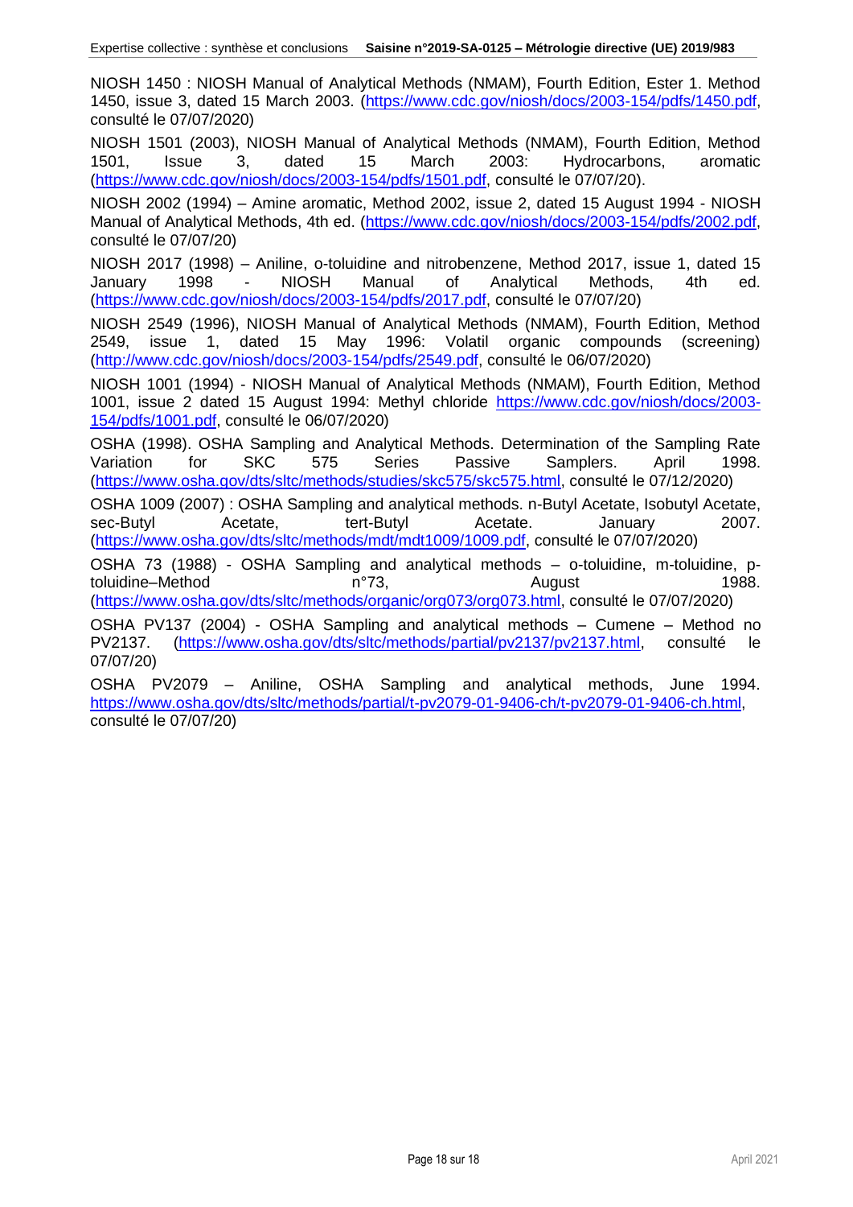NIOSH 1450 : NIOSH Manual of Analytical Methods (NMAM), Fourth Edition, Ester 1. Method 1450, issue 3, dated 15 March 2003. (https://www.cdc.gov/niosh/docs/2003-154/pdfs/1450.pdf, consulté le 07/07/2020)

NIOSH 1501 (2003), NIOSH Manual of Analytical Methods (NMAM), Fourth Edition, Method 1501, Issue 3, dated 15 March 2003: Hydrocarbons, aromatic (https://www.cdc.gov/niosh/docs/2003-154/pdfs/1501.pdf, consulté le 07/07/20).

NIOSH 2002 (1994) – Amine aromatic, Method 2002, issue 2, dated 15 August 1994 - NIOSH Manual of Analytical Methods, 4th ed. (https://www.cdc.gov/niosh/docs/2003-154/pdfs/2002.pdf, consulté le 07/07/20)

NIOSH 2017 (1998) – Aniline, o-toluidine and nitrobenzene, Method 2017, issue 1, dated 15 January 1998 - NIOSH Manual of Analytical Methods, 4th ed. (https://www.cdc.gov/niosh/docs/2003-154/pdfs/2017.pdf, consulté le 07/07/20)

NIOSH 2549 (1996), NIOSH Manual of Analytical Methods (NMAM), Fourth Edition, Method 2549, issue 1, dated 15 May 1996: Volatil organic compounds (screening) (http://www.cdc.gov/niosh/docs/2003-154/pdfs/2549.pdf, consulté le 06/07/2020)

NIOSH 1001 (1994) - NIOSH Manual of Analytical Methods (NMAM), Fourth Edition, Method 1001, issue 2 dated 15 August 1994: Methyl chloride https://www.cdc.gov/niosh/docs/2003-154/pdfs/1001.pdf, consulté le 06/07/2020)

OSHA (1998). OSHA Sampling and Analytical Methods. Determination of the Sampling Rate Variation for SKC 575 Series Passive Samplers. April 1998. (https://www.osha.gov/dts/sltc/methods/studies/skc575/skc575.html, consulté le 07/12/2020)

OSHA 1009 (2007) : OSHA Sampling and analytical methods. n-Butyl Acetate, Isobutyl Acetate, sec-Butyl Acetate, tert-Butyl Acetate. January 2007. (https://www.osha.gov/dts/sltc/methods/mdt/mdt1009/1009.pdf, consulté le 07/07/2020)

OSHA 73 (1988) - OSHA Sampling and analytical methods – o-toluidine, m-toluidine, p-toluidine–Method n°73, August 1988. (https://www.osha.gov/dts/sltc/methods/organic/org073/org073.html, consulté le 07/07/2020)

OSHA PV137 (2004) - OSHA Sampling and analytical methods – Cumene – Method no PV2137. (https://www.osha.gov/dts/sltc/methods/partial/pv2137/pv2137.html, consulté le 07/07/20)

OSHA PV2079 – Aniline, OSHA Sampling and analytical methods, June 1994. https://www.osha.gov/dts/sltc/methods/partial/t-pv2079-01-9406-ch/t-pv2079-01-9406-ch.html, consulté le 07/07/20)